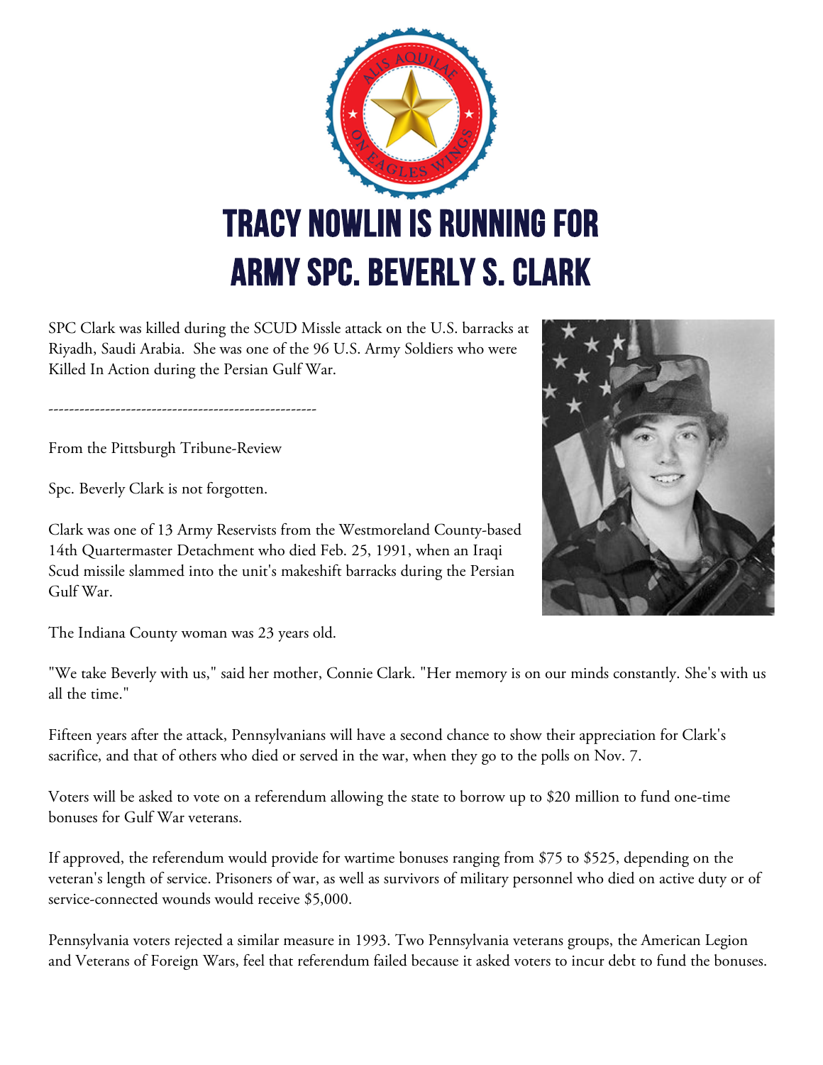# TRACY NOWLIN IS RUNNING FOR ARMY SPC. BEVERLY S. CLARK

SPC Clark was killed during the SCUD Missle attack on the U.S. barracks at Riyadh, Saudi Arabia. She was one of the 96 U.S. Army Soldiers who were Killed In Action during the Persian Gulf War.

----------------------------------------------------

From the Pittsburgh Tribune-Review

Spc. Beverly Clark is not forgotten.

Clark was one of 13 Army Reservists from the Westmoreland County-based 14th Quartermaster Detachment who died Feb. 25, 1991, when an Iraqi Scud missile slammed into the unit's makeshift barracks during the Persian Gulf War.

The Indiana County woman was 23 years old.

"We take Beverly with us," said her mother, Connie Clark. "Her memory is on our minds constantly. She's with us all the time."

Fifteen years after the attack, Pennsylvanians will have a second chance to show their appreciation for Clark's sacrifice, and that of others who died or served in the war, when they go to the polls on Nov. 7.

Voters will be asked to vote on a referendum allowing the state to borrow up to $20 million to fund one-time bonuses for Gulf War veterans.

If approved, the referendum would provide for wartime bonuses ranging from $75 to $525, depending on the veteran's length of service. Prisoners of war, as well as survivors of military personnel who died on active duty or of service-connected wounds would receive $5,000.

Pennsylvania voters rejected a similar measure in 1993. Two Pennsylvania veterans groups, the American Legion and Veterans of Foreign Wars, feel that referendum failed because it asked voters to incur debt to fund the bonuses.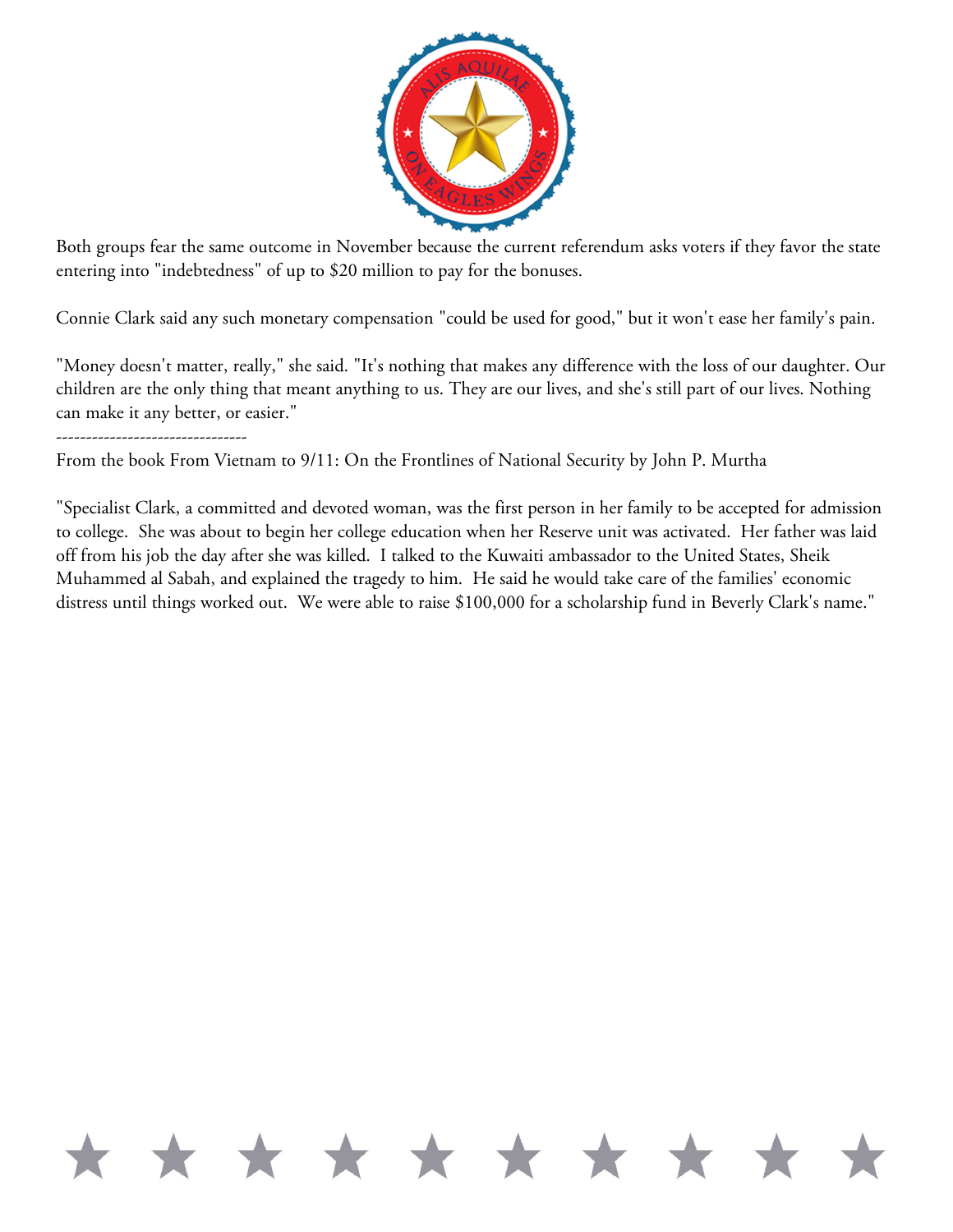Both groups fear the same outcome in November because the current referendum asks voters if they favor the state entering into "indebtedness" of up to $20 million to pay for the bonuses.

Connie Clark said any such monetary compensation "could be used for good," but it won't ease her family's pain.

"Money doesn't matter, really," she said. "It's nothing that makes any difference with the loss of our daughter. Our children are the only thing that meant anything to us. They are our lives, and she's still part of our lives. Nothing can make it any better, or easier."

--------------------------------

From the book From Vietnam to 9/11: On the Frontlines of National Security by John P. Murtha

"Specialist Clark, a committed and devoted woman, was the first person in her family to be accepted for admission to college. She was about to begin her college education when her Reserve unit was activated. Her father was laid off from his job the day after she was killed. I talked to the Kuwaiti ambassador to the United States, Sheik Muhammed al Sabah, and explained the tragedy to him. He said he would take care of the families' economic distress until things worked out. We were able to raise $100,000 for a scholarship fund in Beverly Clark's name."